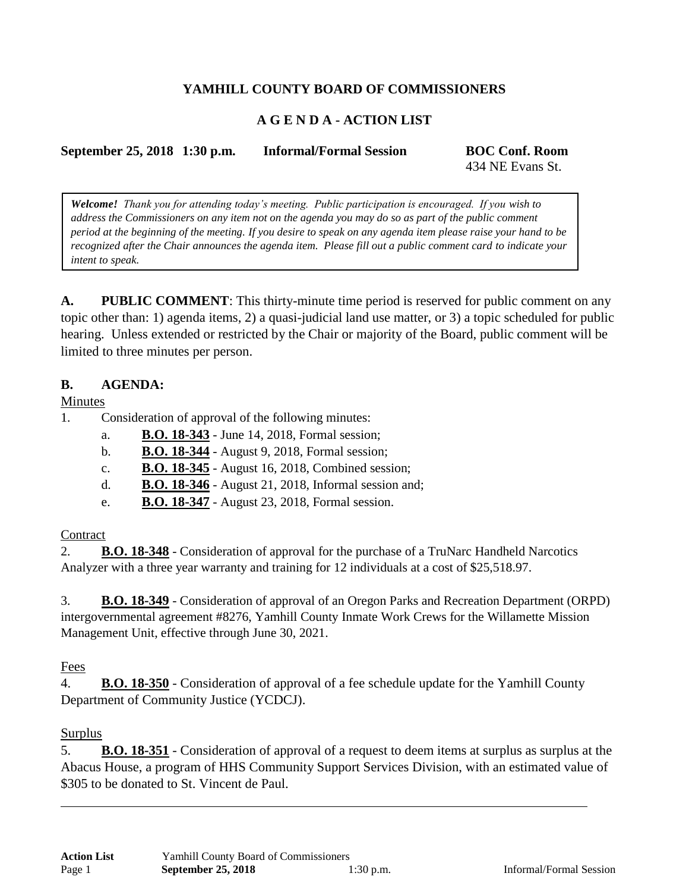**YAMHILL COUNTY BOARD OF COMMISSIONERS**

**A G E N D A - ACTION LIST**

**September 25, 2018 1:30 p.m.** **Informal/Formal Session** **BOC Conf. Room**
434 NE Evans St.

> ***Welcome!*** *Thank you for attending today's meeting. Public participation is encouraged. If you wish to address the Commissioners on any item not on the agenda you may do so as part of the public comment period at the beginning of the meeting. If you desire to speak on any agenda item please raise your hand to be recognized after the Chair announces the agenda item. Please fill out a public comment card to indicate your intent to speak.*

**A. PUBLIC COMMENT**: This thirty-minute time period is reserved for public comment on any topic other than: 1) agenda items, 2) a quasi-judicial land use matter, or 3) a topic scheduled for public hearing. Unless extended or restricted by the Chair or majority of the Board, public comment will be limited to three minutes per person.

**B. AGENDA:**

Minutes

1. Consideration of approval of the following minutes:
   a. **B.O. 18-343** - June 14, 2018, Formal session;
   b. **B.O. 18-344** - August 9, 2018, Formal session;
   c. **B.O. 18-345** - August 16, 2018, Combined session;
   d. **B.O. 18-346** - August 21, 2018, Informal session and;
   e. **B.O. 18-347** - August 23, 2018, Formal session.

Contract

2. **B.O. 18-348** - Consideration of approval for the purchase of a TruNarc Handheld Narcotics Analyzer with a three year warranty and training for 12 individuals at a cost of $25,518.97.

3. **B.O. 18-349** - Consideration of approval of an Oregon Parks and Recreation Department (ORPD) intergovernmental agreement #8276, Yamhill County Inmate Work Crews for the Willamette Mission Management Unit, effective through June 30, 2021.

Fees

4. **B.O. 18-350** - Consideration of approval of a fee schedule update for the Yamhill County Department of Community Justice (YCDCJ).

Surplus

5. **B.O. 18-351** - Consideration of approval of a request to deem items at surplus as surplus at the Abacus House, a program of HHS Community Support Services Division, with an estimated value of $305 to be donated to St. Vincent de Paul.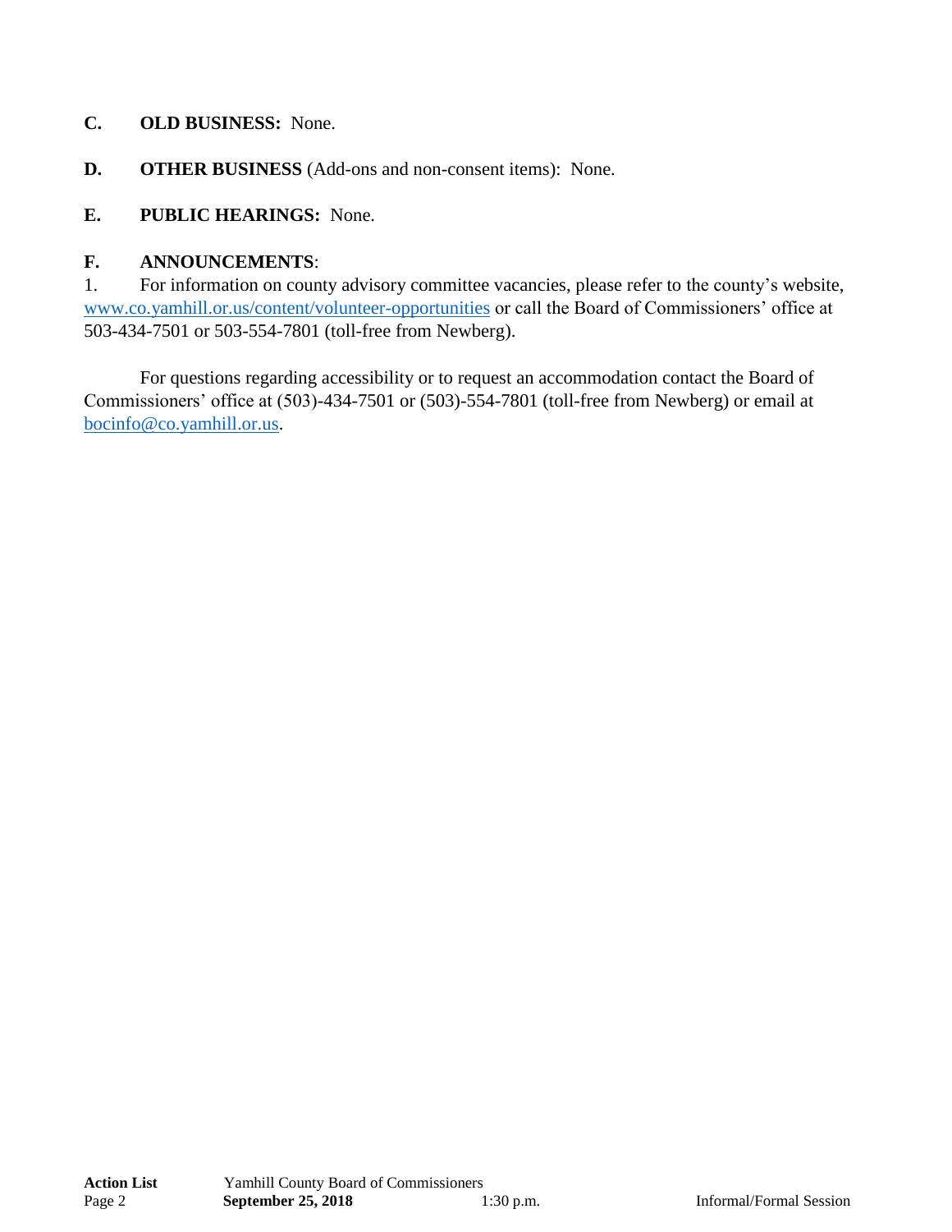**C. OLD BUSINESS:** None.

**D. OTHER BUSINESS** (Add-ons and non-consent items): None.

**E. PUBLIC HEARINGS:** None.

**F. ANNOUNCEMENTS**:

1. For information on county advisory committee vacancies, please refer to the county's website, www.co.yamhill.or.us/content/volunteer-opportunities or call the Board of Commissioners' office at 503-434-7501 or 503-554-7801 (toll-free from Newberg).

For questions regarding accessibility or to request an accommodation contact the Board of Commissioners' office at (503)-434-7501 or (503)-554-7801 (toll-free from Newberg) or email at bocinfo@co.yamhill.or.us.